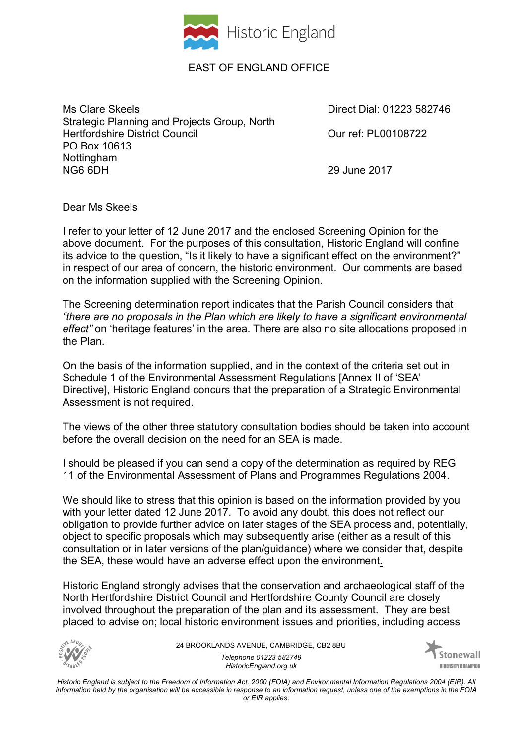Historic England

EAST OF ENGLAND OFFICE

Ms Clare Skeels
Strategic Planning and Projects Group, North Hertfordshire District Council
PO Box 10613
Nottingham
NG6 6DH

Direct Dial: 01223 582746

Our ref: PL00108722

29 June 2017

Dear Ms Skeels

I refer to your letter of 12 June 2017 and the enclosed Screening Opinion for the above document. For the purposes of this consultation, Historic England will confine its advice to the question, "Is it likely to have a significant effect on the environment?" in respect of our area of concern, the historic environment. Our comments are based on the information supplied with the Screening Opinion.

The Screening determination report indicates that the Parish Council considers that *"there are no proposals in the Plan which are likely to have a significant environmental effect"* on 'heritage features' in the area. There are also no site allocations proposed in the Plan.

On the basis of the information supplied, and in the context of the criteria set out in Schedule 1 of the Environmental Assessment Regulations [Annex II of 'SEA' Directive], Historic England concurs that the preparation of a Strategic Environmental Assessment is not required.

The views of the other three statutory consultation bodies should be taken into account before the overall decision on the need for an SEA is made.

I should be pleased if you can send a copy of the determination as required by REG 11 of the Environmental Assessment of Plans and Programmes Regulations 2004.

We should like to stress that this opinion is based on the information provided by you with your letter dated 12 June 2017. To avoid any doubt, this does not reflect our obligation to provide further advice on later stages of the SEA process and, potentially, object to specific proposals which may subsequently arise (either as a result of this consultation or in later versions of the plan/guidance) where we consider that, despite the SEA, these would have an adverse effect upon the environment**.**

Historic England strongly advises that the conservation and archaeological staff of the North Hertfordshire District Council and Hertfordshire County Council are closely involved throughout the preparation of the plan and its assessment. They are best placed to advise on; local historic environment issues and priorities, including access

24 BROOKLANDS AVENUE, CAMBRIDGE, CB2 8BU

*Telephone 01223 582749*
*HistoricEngland.org.uk*

*Historic England is subject to the Freedom of Information Act. 2000 (FOIA) and Environmental Information Regulations 2004 (EIR). All information held by the organisation will be accessible in response to an information request, unless one of the exemptions in the FOIA or EIR applies.*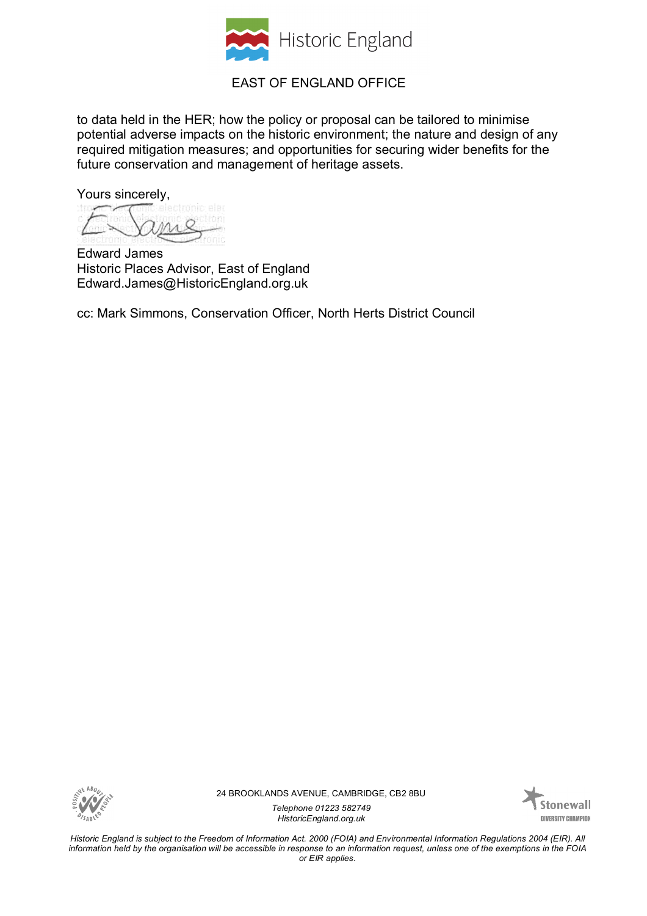to data held in the HER; how the policy or proposal can be tailored to minimise potential adverse impacts on the historic environment; the nature and design of any required mitigation measures; and opportunities for securing wider benefits for the future conservation and management of heritage assets.

Yours sincerely,

Edward James
Historic Places Advisor, East of England
Edward.James@HistoricEngland.org.uk

cc: Mark Simmons, Conservation Officer, North Herts District Council

*Historic England is subject to the Freedom of Information Act. 2000 (FOIA) and Environmental Information Regulations 2004 (EIR). All information held by the organisation will be accessible in response to an information request, unless one of the exemptions in the FOIA or EIR applies.*